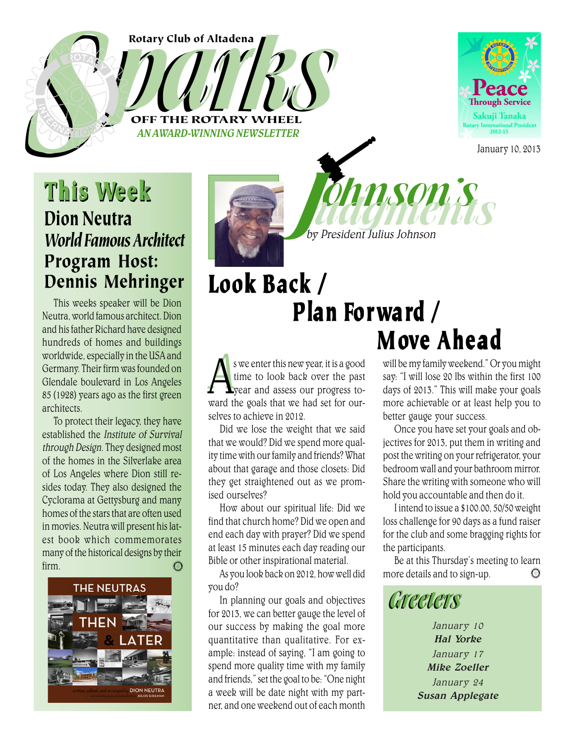Rotary Club of Altadena

# Sparks

OFF THE ROTARY WHEEL

*AN AWARD-WINNING NEWSLETTER*

Peace Through Service
Sakuji Tanaka
Rotary International President 2012-13

January 10, 2013

## This Week

### Dion Neutra

### *World Famous Architect*

### Program Host: Dennis Mehringer

This weeks speaker will be Dion Neutra, world famous architect. Dion and his father Richard have designed hundreds of homes and buildings worldwide, especially in the USA and Germany. Their firm was founded on Glendale boulevard in Los Angeles 85 (1928) years ago as the first green architects.

To protect their legacy, they have established the *Institute of Survival through Design*. They designed most of the homes in the Silverlake area of Los Angeles where Dion still resides today. They also designed the Cyclorama at Gettysburg and many homes of the stars that are often used in movies. Neutra will present his latest book which commemorates many of the historical designs by their firm.

THE NEUTRAS THEN & LATER

written, edited, and arranged by DION NEUTRA

## Johnson's Judgments

*by President Julius Johnson*

## Look Back / Plan Forward / Move Ahead

As we enter this new year, it is a good time to look back over the past year and assess our progress toward the goals that we had set for ourselves to achieve in 2012.

Did we lose the weight that we said that we would? Did we spend more quality time with our family and friends? What about that garage and those closets: Did they get straightened out as we promised ourselves?

How about our spiritual life: Did we find that church home? Did we open and end each day with prayer? Did we spend at least 15 minutes each day reading our Bible or other inspirational material.

As you look back on 2012, how well did you do?

In planning our goals and objectives for 2013, we can better gauge the level of our success by making the goal more quantitative than qualitative. For example: instead of saying, "I am going to spend more quality time with my family and friends," set the goal to be: "One night a week will be date night with my partner, and one weekend out of each month will be my family weekend." Or you might say: "I will lose 20 lbs within the first 100 days of 2013." This will make your goals more achievable or at least help you to better gauge your success.

Once you have set your goals and objectives for 2013, put them in writing and post the writing on your refrigerator, your bedroom wall and your bathroom mirror. Share the writing with someone who will hold you accountable and then do it.

I intend to issue a $100.00, 50/50 weight loss challenge for 90 days as a fund raiser for the club and some bragging rights for the participants.

Be at this Thursday's meeting to learn more details and to sign-up.

## Greeters

*January 10*
***Hal Yorke***

*January 17*
***Mike Zoeller***

*January 24*
***Susan Applegate***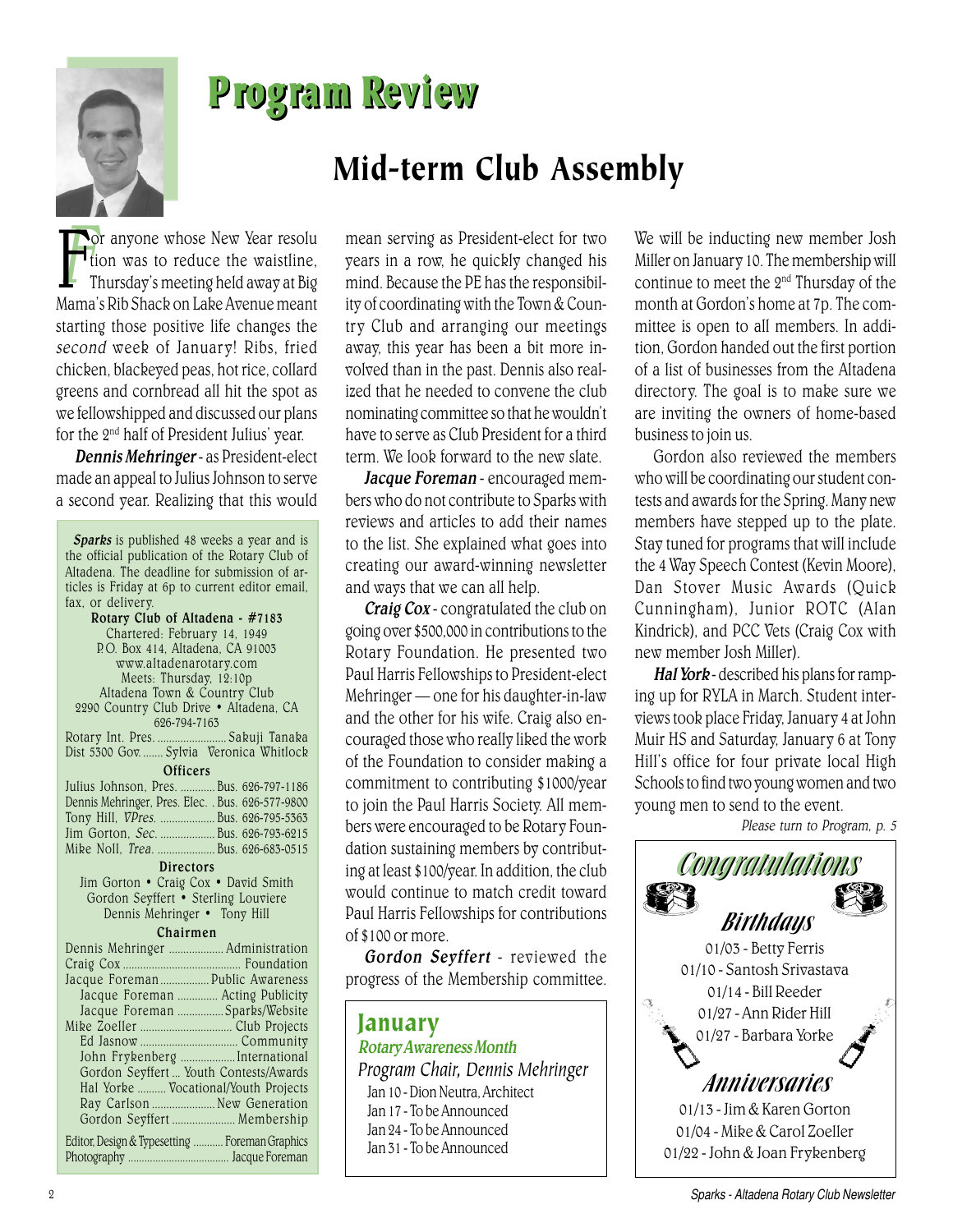# Program Review

## Mid-term Club Assembly

For anyone whose New Year resolution was to reduce the waistline, Thursday's meeting held away at Big Mama's Rib Shack on Lake Avenue meant starting those positive life changes the *second* week of January! Ribs, fried chicken, blackeyed peas, hot rice, collard greens and cornbread all hit the spot as we fellowshipped and discussed our plans for the 2nd half of President Julius' year.

***Dennis Mehringer*** - as President-elect made an appeal to Julius Johnson to serve a second year. Realizing that this would mean serving as President-elect for two years in a row, he quickly changed his mind. Because the PE has the responsibility of coordinating with the Town & Country Club and arranging our meetings away, this year has been a bit more involved than in the past. Dennis also realized that he needed to convene the club nominating committee so that he wouldn't have to serve as Club President for a third term. We look forward to the new slate.

***Jacque Foreman*** - encouraged members who do not contribute to Sparks with reviews and articles to add their names to the list. She explained what goes into creating our award-winning newsletter and ways that we can all help.

***Craig Cox*** - congratulated the club on going over $500,000 in contributions to the Rotary Foundation. He presented two Paul Harris Fellowships to President-elect Mehringer — one for his daughter-in-law and the other for his wife. Craig also encouraged those who really liked the work of the Foundation to consider making a commitment to contributing $1000/year to join the Paul Harris Society. All members were encouraged to be Rotary Foundation sustaining members by contributing at least $100/year. In addition, the club would continue to match credit toward Paul Harris Fellowships for contributions of $100 or more.

***Gordon Seyffert*** - reviewed the progress of the Membership committee. We will be inducting new member Josh Miller on January 10. The membership will continue to meet the 2nd Thursday of the month at Gordon's home at 7p. The committee is open to all members. In addition, Gordon handed out the first portion of a list of businesses from the Altadena directory. The goal is to make sure we are inviting the owners of home-based business to join us.

Gordon also reviewed the members who will be coordinating our student contests and awards for the Spring. Many new members have stepped up to the plate. Stay tuned for programs that will include the 4 Way Speech Contest (Kevin Moore), Dan Stover Music Awards (Quick Cunningham), Junior ROTC (Alan Kindrick), and PCC Vets (Craig Cox with new member Josh Miller).

***Hal York*** - described his plans for ramping up for RYLA in March. Student interviews took place Friday, January 4 at John Muir HS and Saturday, January 6 at Tony Hill's office for four private local High Schools to find two young women and two young men to send to the event.

*Please turn to Program, p. 5*

---

***Sparks*** is published 48 weeks a year and is the official publication of the Rotary Club of Altadena. The deadline for submission of articles is Friday at 6p to current editor email, fax, or delivery.

**Rotary Club of Altadena - #7183**
Chartered: February 14, 1949
P.O. Box 414, Altadena, CA 91003
www.altadenarotary.com
Meets: Thursday, 12:10p
Altadena Town & Country Club
2290 Country Club Drive • Altadena, CA
626-794-7163

Rotary Int. Pres. ........ Sakuji Tanaka
Dist 5300 Gov. ........ Sylvia Veronica Whitlock

**Officers**

Julius Johnson, Pres. ........ Bus. 626-797-1186
Dennis Mehringer, Pres. Elec. . Bus. 626-577-9800
Tony Hill, *VPres.* ........ Bus. 626-795-5363
Jim Gorton, *Sec.* ........ Bus. 626-793-6215
Mike Noll, *Trea.* ........ Bus. 626-683-0515

**Directors**

Jim Gorton • Craig Cox • David Smith
Gordon Seyffert • Sterling Louviere
Dennis Mehringer • Tony Hill

**Chairmen**

Dennis Mehringer ........ Administration
Craig Cox ........ Foundation
Jacque Foreman ........ Public Awareness
Jacque Foreman ........ Acting Publicity
Jacque Foreman ........ Sparks/Website
Mike Zoeller ........ Club Projects
Ed Jasnow ........ Community
John Frykenberg ........ International
Gordon Seyffert ... Youth Contests/Awards
Hal Yorke ........ Vocational/Youth Projects
Ray Carlson ........ New Generation
Gordon Seyffert ........ Membership

Editor, Design & Typesetting ........ Foreman Graphics
Photography ........ Jacque Foreman

---

## January

***Rotary Awareness Month***

*Program Chair, Dennis Mehringer*

Jan 10 - Dion Neutra, Architect
Jan 17 - To be Announced
Jan 24 - To be Announced
Jan 31 - To be Announced

---

## *Congratulations*

### *Birthdays*

01/03 - Betty Ferris
01/10 - Santosh Srivastava
01/14 - Bill Reeder
01/27 - Ann Rider Hill
01/27 - Barbara Yorke

### *Anniversaries*

01/13 - Jim & Karen Gorton
01/04 - Mike & Carol Zoeller
01/22 - John & Joan Frykenberg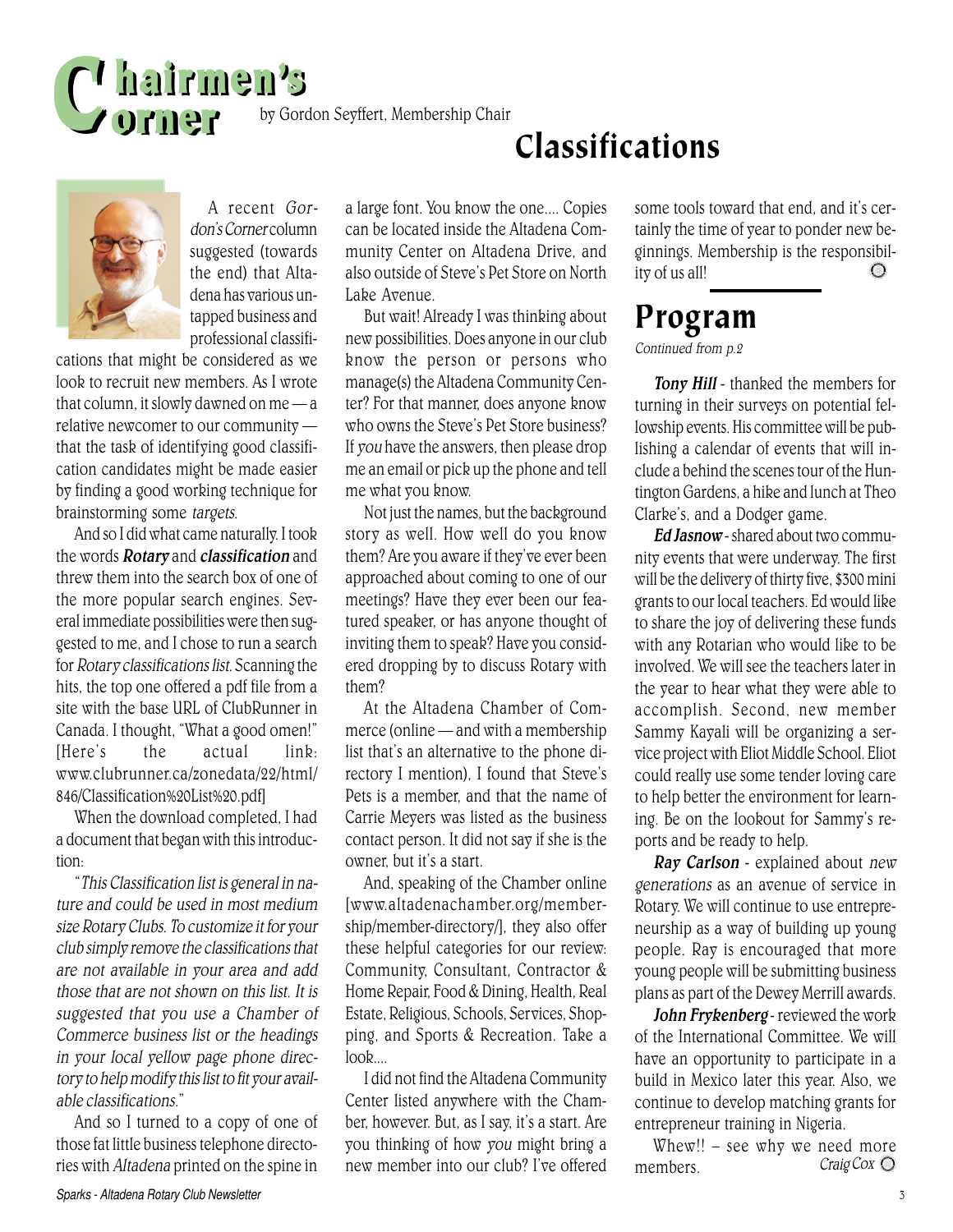# Chairmen's Corner

by Gordon Seyffert, Membership Chair

## Classifications

A recent *Gordon's Corner* column suggested (towards the end) that Altadena has various untapped business and professional classifications that might be considered as we look to recruit new members. As I wrote that column, it slowly dawned on me — a relative newcomer to our community — that the task of identifying good classification candidates might be made easier by finding a good working technique for brainstorming some *targets*.

And so I did what came naturally. I took the words ***Rotary*** and ***classification*** and threw them into the search box of one of the more popular search engines. Several immediate possibilities were then suggested to me, and I chose to run a search for *Rotary classifications list*. Scanning the hits, the top one offered a pdf file from a site with the base URL of ClubRunner in Canada. I thought, "What a good omen!" [Here's the actual link: www.clubrunner.ca/zonedata/22/html/846/Classification%20List%20.pdf]

When the download completed, I had a document that began with this introduction:

*"This Classification list is general in nature and could be used in most medium size Rotary Clubs. To customize it for your club simply remove the classifications that are not available in your area and add those that are not shown on this list. It is suggested that you use a Chamber of Commerce business list or the headings in your local yellow page phone directory to help modify this list to fit your available classifications."*

And so I turned to a copy of one of those fat little business telephone directories with *Altadena* printed on the spine in a large font. You know the one.... Copies can be located inside the Altadena Community Center on Altadena Drive, and also outside of Steve's Pet Store on North Lake Avenue.

But wait! Already I was thinking about new possibilities. Does anyone in our club know the person or persons who manage(s) the Altadena Community Center? For that manner, does anyone know who owns the Steve's Pet Store business? If *you* have the answers, then please drop me an email or pick up the phone and tell me what you know.

Not just the names, but the background story as well. How well do you know them? Are you aware if they've ever been approached about coming to one of our meetings? Have they ever been our featured speaker, or has anyone thought of inviting them to speak? Have you considered dropping by to discuss Rotary with them?

At the Altadena Chamber of Commerce (online — and with a membership list that's an alternative to the phone directory I mention), I found that Steve's Pets is a member, and that the name of Carrie Meyers was listed as the business contact person. It did not say if she is the owner, but it's a start.

And, speaking of the Chamber online [www.altadenachamber.org/membership/member-directory/], they also offer these helpful categories for our review: Community, Consultant, Contractor & Home Repair, Food & Dining, Health, Real Estate, Religious, Schools, Services, Shopping, and Sports & Recreation. Take a look....

I did not find the Altadena Community Center listed anywhere with the Chamber, however. But, as I say, it's a start. Are you thinking of how *you* might bring a new member into our club? I've offered some tools toward that end, and it's certainly the time of year to ponder new beginnings. Membership is the responsibility of us all!

## Program

*Continued from p.2*

***Tony Hill*** - thanked the members for turning in their surveys on potential fellowship events. His committee will be publishing a calendar of events that will include a behind the scenes tour of the Huntington Gardens, a hike and lunch at Theo Clarke's, and a Dodger game.

***Ed Jasnow*** - shared about two community events that were underway. The first will be the delivery of thirty five, $300 mini grants to our local teachers. Ed would like to share the joy of delivering these funds with any Rotarian who would like to be involved. We will see the teachers later in the year to hear what they were able to accomplish. Second, new member Sammy Kayali will be organizing a service project with Eliot Middle School. Eliot could really use some tender loving care to help better the environment for learning. Be on the lookout for Sammy's reports and be ready to help.

***Ray Carlson*** - explained about *new generations* as an avenue of service in Rotary. We will continue to use entrepreneurship as a way of building up young people. Ray is encouraged that more young people will be submitting business plans as part of the Dewey Merrill awards.

***John Frykenberg*** - reviewed the work of the International Committee. We will have an opportunity to participate in a build in Mexico later this year. Also, we continue to develop matching grants for entrepreneur training in Nigeria.

Whew!! – see why we need more members.

*Craig Cox*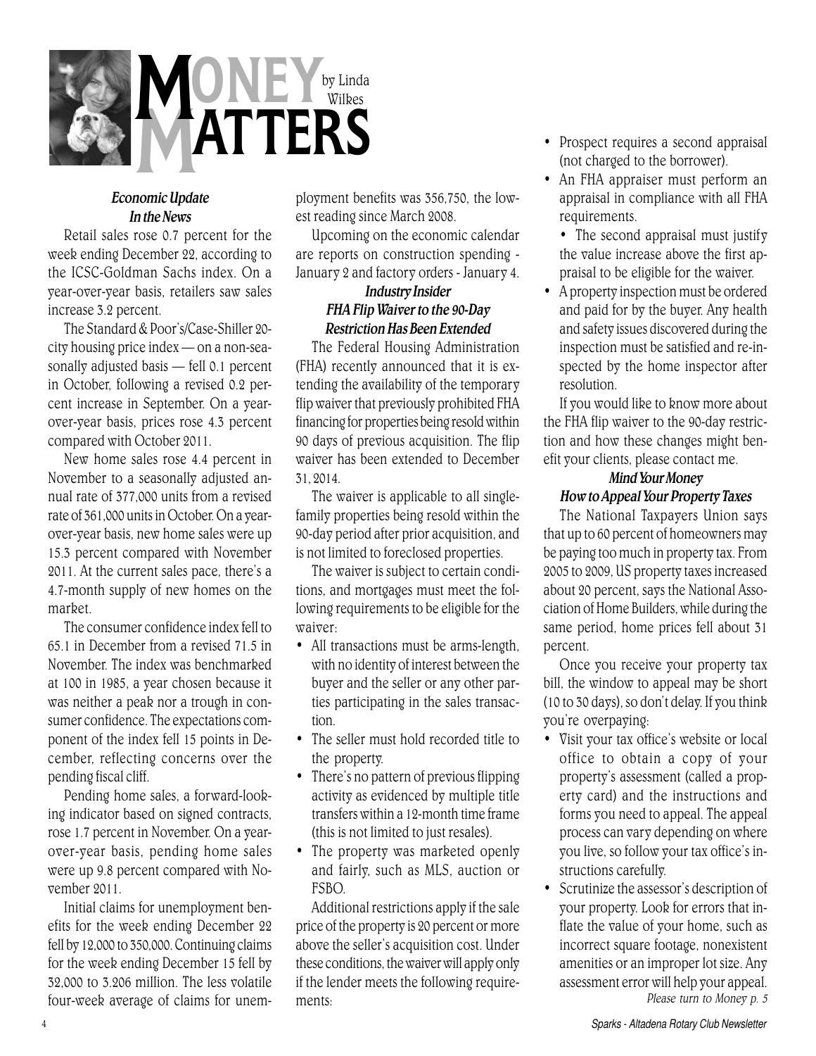// Money Matters newsletter column, page 4 of 5; two-column layout merged into single-column reading order.

# MONEY MATTERS

by Linda Wilkes

### *Economic Update*
### *In the News*

Retail sales rose 0.7 percent for the week ending December 22, according to the ICSC-Goldman Sachs index. On a year-over-year basis, retailers saw sales increase 3.2 percent.

The Standard & Poor's/Case-Shiller 20-city housing price index — on a non-seasonally adjusted basis — fell 0.1 percent in October, following a revised 0.2 percent increase in September. On a year-over-year basis, prices rose 4.3 percent compared with October 2011.

New home sales rose 4.4 percent in November to a seasonally adjusted annual rate of 377,000 units from a revised rate of 361,000 units in October. On a year-over-year basis, new home sales were up 15.3 percent compared with November 2011. At the current sales pace, there's a 4.7-month supply of new homes on the market.

The consumer confidence index fell to 65.1 in December from a revised 71.5 in November. The index was benchmarked at 100 in 1985, a year chosen because it was neither a peak nor a trough in consumer confidence. The expectations component of the index fell 15 points in December, reflecting concerns over the pending fiscal cliff.

Pending home sales, a forward-looking indicator based on signed contracts, rose 1.7 percent in November. On a year-over-year basis, pending home sales were up 9.8 percent compared with November 2011.

Initial claims for unemployment benefits for the week ending December 22 fell by 12,000 to 350,000. Continuing claims for the week ending December 15 fell by 32,000 to 3.206 million. The less volatile four-week average of claims for unemployment benefits was 356,750, the lowest reading since March 2008.

Upcoming on the economic calendar are reports on construction spending - January 2 and factory orders - January 4.

### *Industry Insider*
### *FHA Flip Waiver to the 90-Day Restriction Has Been Extended*

The Federal Housing Administration (FHA) recently announced that it is extending the availability of the temporary flip waiver that previously prohibited FHA financing for properties being resold within 90 days of previous acquisition. The flip waiver has been extended to December 31, 2014.

The waiver is applicable to all single-family properties being resold within the 90-day period after prior acquisition, and is not limited to foreclosed properties.

The waiver is subject to certain conditions, and mortgages must meet the following requirements to be eligible for the waiver:

- All transactions must be arms-length, with no identity of interest between the buyer and the seller or any other parties participating in the sales transaction.
- The seller must hold recorded title to the property.
- There's no pattern of previous flipping activity as evidenced by multiple title transfers within a 12-month time frame (this is not limited to just resales).
- The property was marketed openly and fairly, such as MLS, auction or FSBO.

Additional restrictions apply if the sale price of the property is 20 percent or more above the seller's acquisition cost. Under these conditions, the waiver will apply only if the lender meets the following requirements:

- Prospect requires a second appraisal (not charged to the borrower).
- An FHA appraiser must perform an appraisal in compliance with all FHA requirements.
  - The second appraisal must justify the value increase above the first appraisal to be eligible for the waiver.
- A property inspection must be ordered and paid for by the buyer. Any health and safety issues discovered during the inspection must be satisfied and re-inspected by the home inspector after resolution.

If you would like to know more about the FHA flip waiver to the 90-day restriction and how these changes might benefit your clients, please contact me.

### *Mind Your Money*
### *How to Appeal Your Property Taxes*

The National Taxpayers Union says that up to 60 percent of homeowners may be paying too much in property tax. From 2005 to 2009, US property taxes increased about 20 percent, says the National Association of Home Builders, while during the same period, home prices fell about 31 percent.

Once you receive your property tax bill, the window to appeal may be short (10 to 30 days), so don't delay. If you think you're overpaying:

- Visit your tax office's website or local office to obtain a copy of your property's assessment (called a property card) and the instructions and forms you need to appeal. The appeal process can vary depending on where you live, so follow your tax office's instructions carefully.
- Scrutinize the assessor's description of your property. Look for errors that inflate the value of your home, such as incorrect square footage, nonexistent amenities or an improper lot size. Any assessment error will help your appeal.

*Please turn to Money p. 5*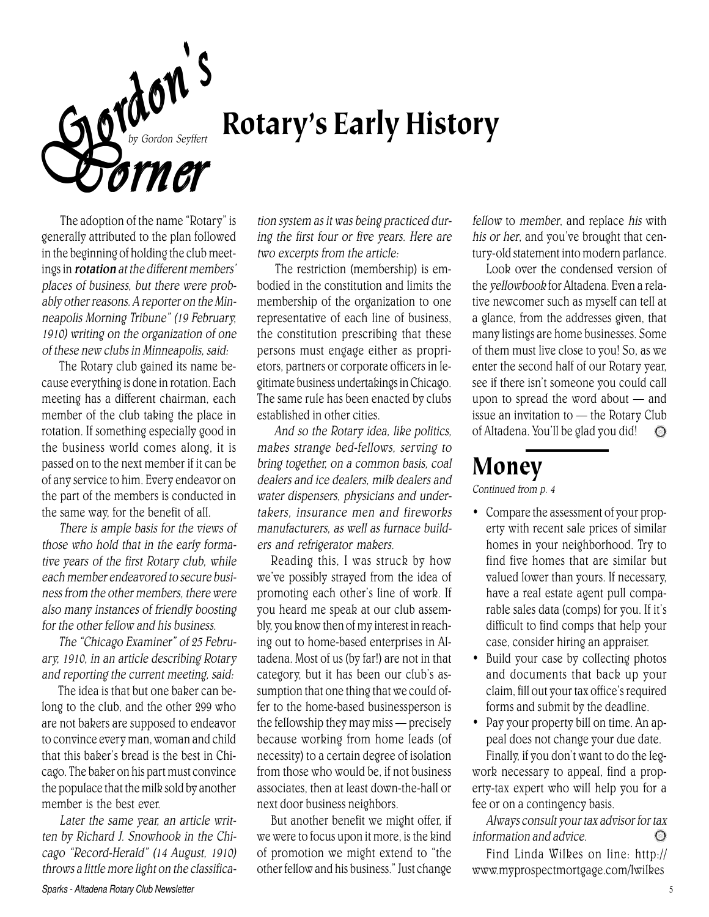# Gordon's Corner

*by Gordon Seyffert*

## Rotary's Early History

The adoption of the name "Rotary" is generally attributed to the plan followed in the beginning of holding the club meetings in ***rotation*** *at the different members' places of business, but there were probably other reasons. A reporter on the Minneapolis Morning Tribune" (19 February, 1910) writing on the organization of one of these new clubs in Minneapolis, said:*

The Rotary club gained its name because everything is done in rotation. Each meeting has a different chairman, each member of the club taking the place in rotation. If something especially good in the business world comes along, it is passed on to the next member if it can be of any service to him. Every endeavor on the part of the members is conducted in the same way, for the benefit of all.

*There is ample basis for the views of those who hold that in the early formative years of the first Rotary club, while each member endeavored to secure business from the other members, there were also many instances of friendly boosting for the other fellow and his business.*

*The "Chicago Examiner" of 25 February, 1910, in an article describing Rotary and reporting the current meeting, said:*

The idea is that but one baker can belong to the club, and the other 299 who are not bakers are supposed to endeavor to convince every man, woman and child that this baker's bread is the best in Chicago. The baker on his part must convince the populace that the milk sold by another member is the best ever.

*Later the same year, an article written by Richard J. Snowhook in the Chicago "Record-Herald" (14 August, 1910) throws a little more light on the classification system as it was being practiced during the first four or five years. Here are two excerpts from the article:*

The restriction (membership) is embodied in the constitution and limits the membership of the organization to one representative of each line of business, the constitution prescribing that these persons must engage either as proprietors, partners or corporate officers in legitimate business undertakings in Chicago. The same rule has been enacted by clubs established in other cities.

*And so the Rotary idea, like politics, makes strange bed-fellows, serving to bring together, on a common basis, coal dealers and ice dealers, milk dealers and water dispensers, physicians and undertakers, insurance men and fireworks manufacturers, as well as furnace builders and refrigerator makers.*

Reading this, I was struck by how we've possibly strayed from the idea of promoting each other's line of work. If you heard me speak at our club assembly, you know then of my interest in reaching out to home-based enterprises in Altadena. Most of us (by far!) are not in that category, but it has been our club's assumption that one thing that we could offer to the home-based businessperson is the fellowship they may miss — precisely because working from home leads (of necessity) to a certain degree of isolation from those who would be, if not business associates, then at least down-the-hall or next door business neighbors.

But another benefit we might offer, if we were to focus upon it more, is the kind of promotion we might extend to "the other fellow and his business." Just change *fellow* to *member*, and replace *his* with *his or her*, and you've brought that century-old statement into modern parlance.

Look over the condensed version of the *yellowbook* for Altadena. Even a relative newcomer such as myself can tell at a glance, from the addresses given, that many listings are home businesses. Some of them must live close to you! So, as we enter the second half of our Rotary year, see if there isn't someone you could call upon to spread the word about — and issue an invitation to — the Rotary Club of Altadena. You'll be glad you did!

## Money

*Continued from p. 4*

- Compare the assessment of your property with recent sale prices of similar homes in your neighborhood. Try to find five homes that are similar but valued lower than yours. If necessary, have a real estate agent pull comparable sales data (comps) for you. If it's difficult to find comps that help your case, consider hiring an appraiser.
- Build your case by collecting photos and documents that back up your claim, fill out your tax office's required forms and submit by the deadline.
- Pay your property bill on time. An appeal does not change your due date.

Finally, if you don't want to do the legwork necessary to appeal, find a property-tax expert who will help you for a fee or on a contingency basis.

*Always consult your tax advisor for tax information and advice.*

Find Linda Wilkes on line: http://www.myprospectmortgage.com/lwilkes